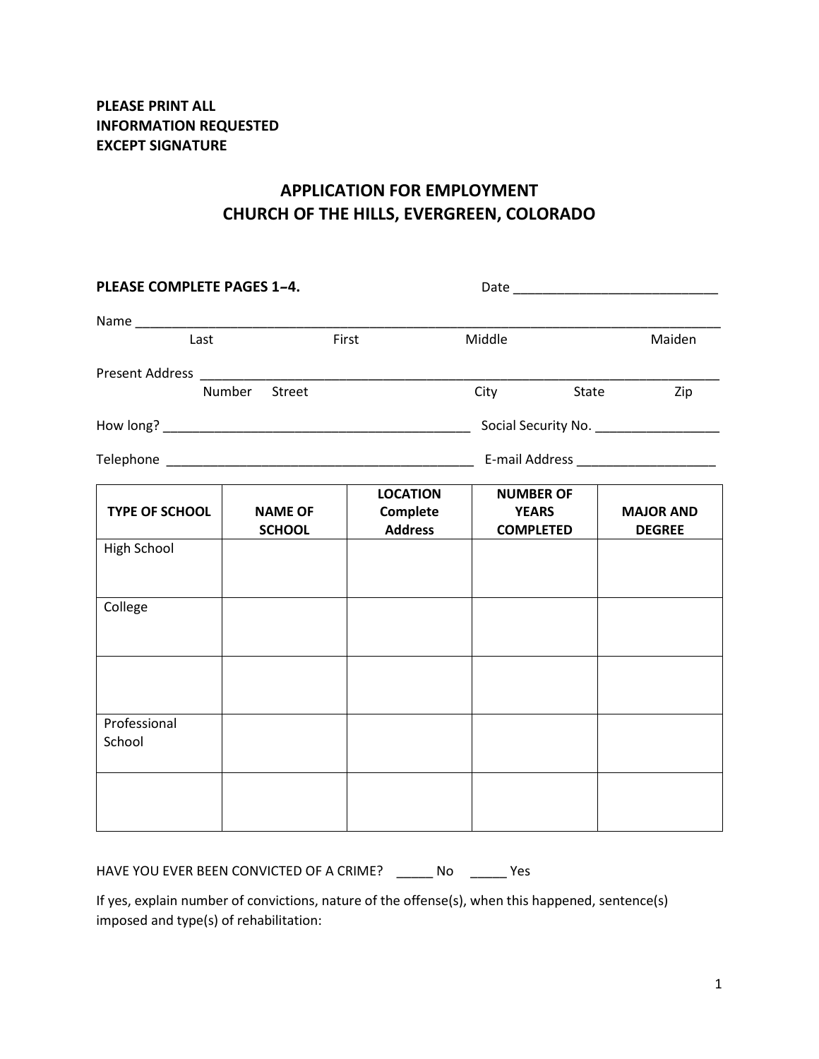**PLEASE PRINT ALL**
**INFORMATION REQUESTED**
**EXCEPT SIGNATURE**

# APPLICATION FOR EMPLOYMENT
# CHURCH OF THE HILLS, EVERGREEN, COLORADO

**PLEASE COMPLETE PAGES 1–4.** Date ____________________________

Name ___________________________________________________________________________________
Last First Middle Maiden

Present Address __________________________________________________________________________
Number Street City State Zip

How long? __________________________________________ Social Security No. _________________

Telephone __________________________________________ E-mail Address ___________________

| TYPE OF SCHOOL | NAME OF SCHOOL | LOCATION Complete Address | NUMBER OF YEARS COMPLETED | MAJOR AND DEGREE |
|---|---|---|---|---|
| High School | | | | |
| College | | | | |
| | | | | |
| Professional School | | | | |
| | | | | |

HAVE YOU EVER BEEN CONVICTED OF A CRIME? _____ No _____ Yes

If yes, explain number of convictions, nature of the offense(s), when this happened, sentence(s) imposed and type(s) of rehabilitation: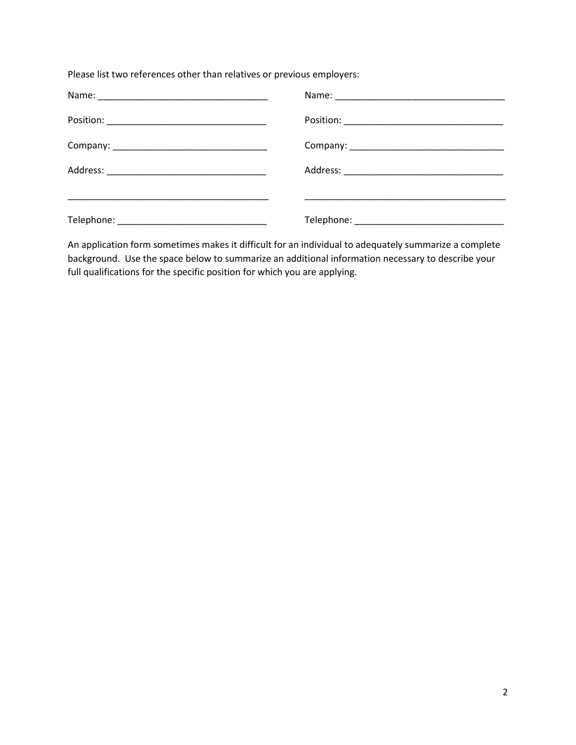Please list two references other than relatives or previous employers:

Name: _________________________________

Position: _______________________________

Company: ______________________________

Address: _______________________________

_______________________________________

Telephone: _____________________________

Name: _________________________________

Position: _______________________________

Company: ______________________________

Address: _______________________________

_______________________________________

Telephone: _____________________________

An application form sometimes makes it difficult for an individual to adequately summarize a complete background. Use the space below to summarize an additional information necessary to describe your full qualifications for the specific position for which you are applying.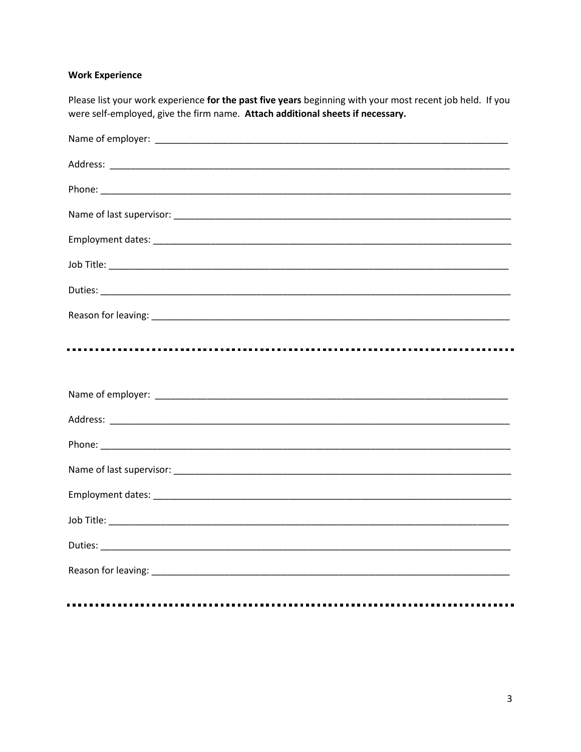**Work Experience**

Please list your work experience **for the past five years** beginning with your most recent job held. If you were self-employed, give the firm name. **Attach additional sheets if necessary.**

Name of employer: ______________________________________________________________________

Address: ______________________________________________________________________________

Phone: ________________________________________________________________________________

Name of last supervisor: ________________________________________________________________

Employment dates: ______________________________________________________________________

Job Title: ______________________________________________________________________________

Duties: ________________________________________________________________________________

Reason for leaving: ______________________________________________________________________

---

Name of employer: ______________________________________________________________________

Address: ______________________________________________________________________________

Phone: ________________________________________________________________________________

Name of last supervisor: ________________________________________________________________

Employment dates: ______________________________________________________________________

Job Title: ______________________________________________________________________________

Duties: ________________________________________________________________________________

Reason for leaving: ______________________________________________________________________

---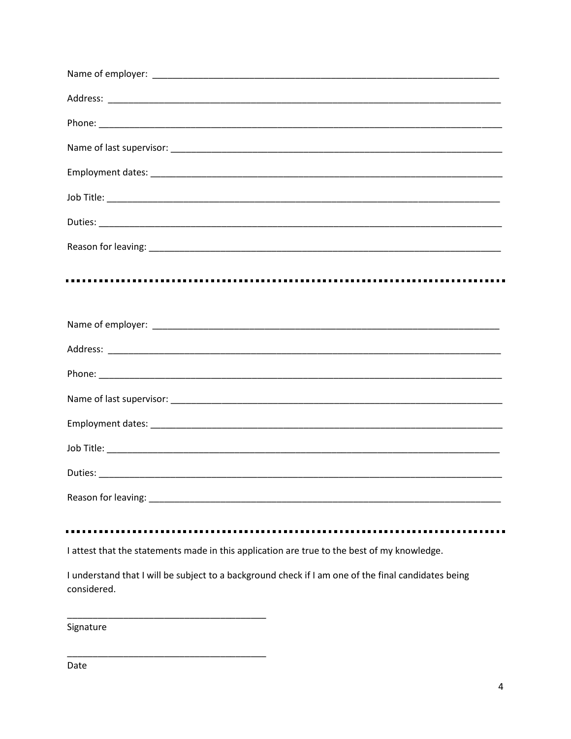Name of employer: ______________________________________________________________________

Address: ____________________________________________________________________________

Phone: ______________________________________________________________________________

Name of last supervisor: _______________________________________________________________

Employment dates: ____________________________________________________________________

Job Title: ____________________________________________________________________________

Duties: _______________________________________________________________________________

Reason for leaving: ____________________________________________________________________

---

Name of employer: ______________________________________________________________________

Address: ____________________________________________________________________________

Phone: ______________________________________________________________________________

Name of last supervisor: _______________________________________________________________

Employment dates: ____________________________________________________________________

Job Title: ____________________________________________________________________________

Duties: _______________________________________________________________________________

Reason for leaving: ____________________________________________________________________

---

I attest that the statements made in this application are true to the best of my knowledge.

I understand that I will be subject to a background check if I am one of the final candidates being considered.

______________________________________
Signature

______________________________________
Date